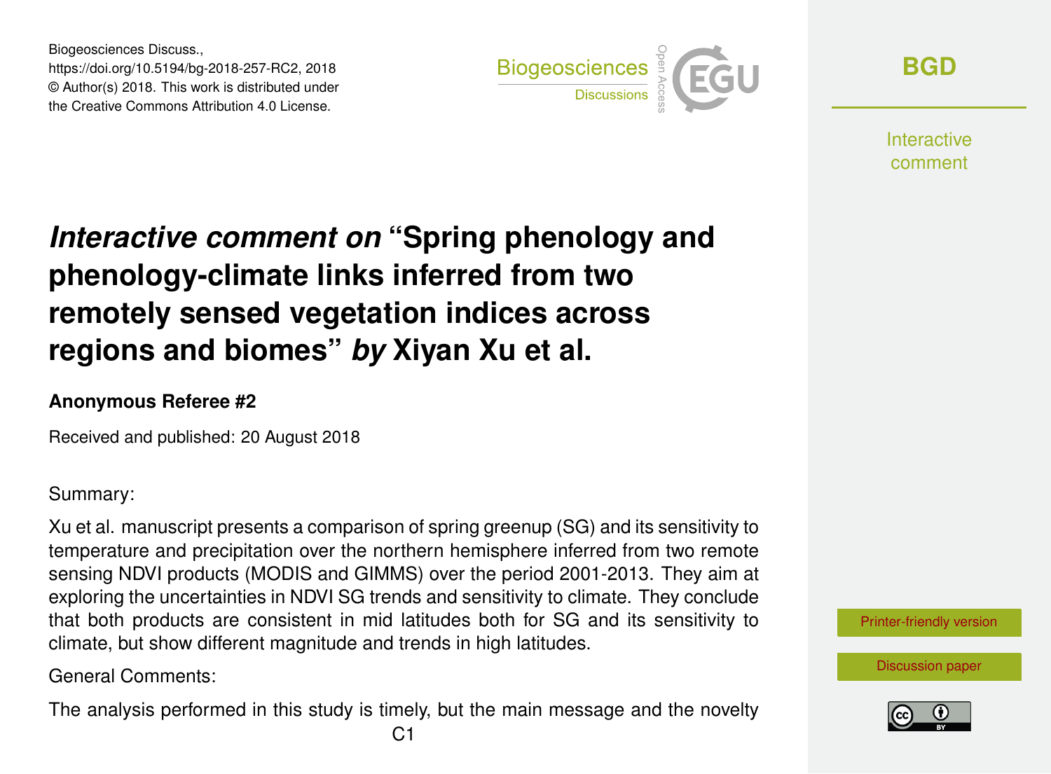# *Interactive comment on* "Spring phenology and phenology-climate links inferred from two remotely sensed vegetation indices across regions and biomes" *by* Xiyan Xu et al.

**Anonymous Referee #2**

Received and published: 20 August 2018

Summary:

Xu et al. manuscript presents a comparison of spring greenup (SG) and its sensitivity to temperature and precipitation over the northern hemisphere inferred from two remote sensing NDVI products (MODIS and GIMMS) over the period 2001-2013. They aim at exploring the uncertainties in NDVI SG trends and sensitivity to climate. They conclude that both products are consistent in mid latitudes both for SG and its sensitivity to climate, but show different magnitude and trends in high latitudes.

General Comments:

The analysis performed in this study is timely, but the main message and the novelty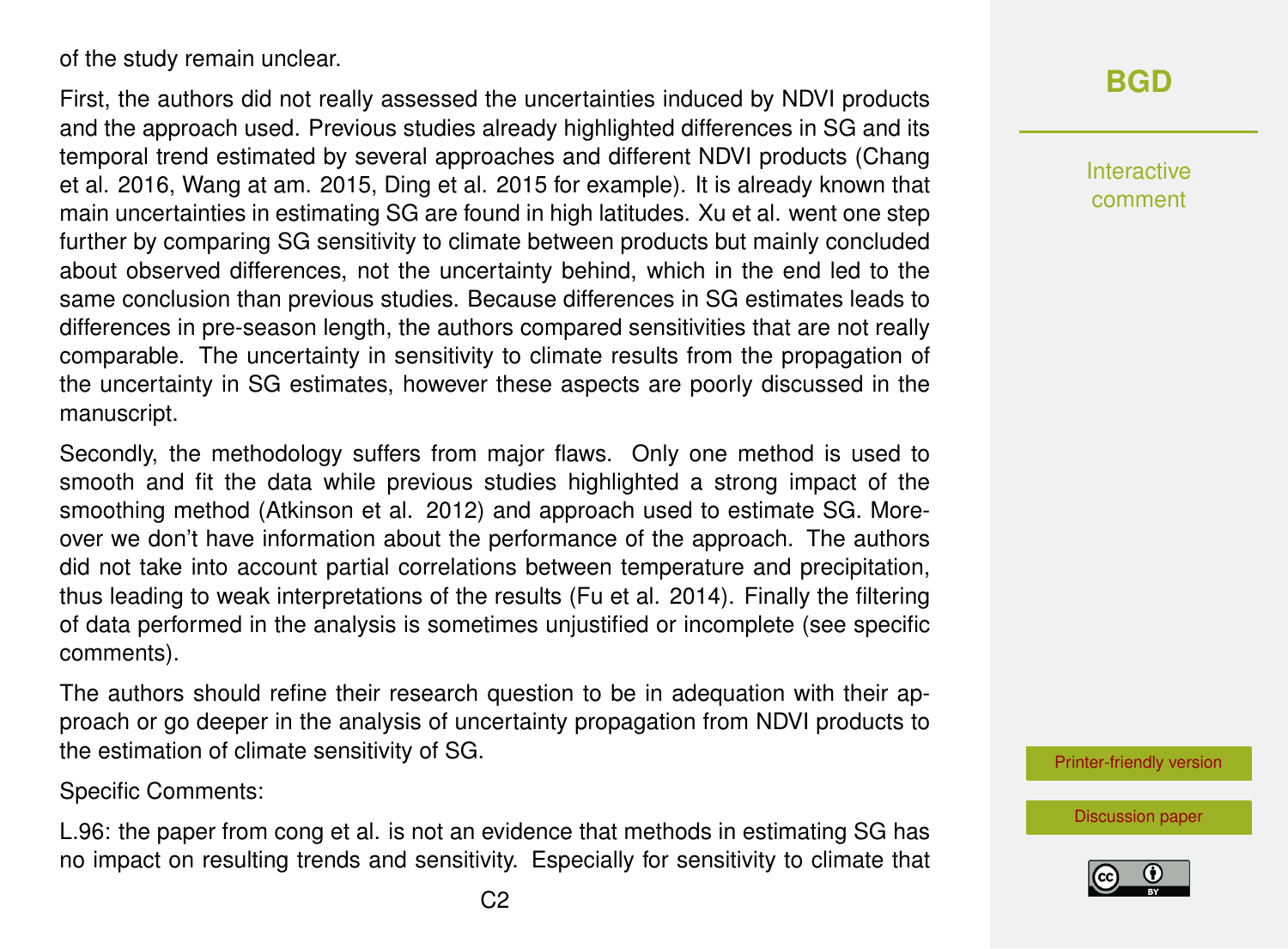of the study remain unclear.

First, the authors did not really assessed the uncertainties induced by NDVI products and the approach used. Previous studies already highlighted differences in SG and its temporal trend estimated by several approaches and different NDVI products (Chang et al. 2016, Wang at am. 2015, Ding et al. 2015 for example). It is already known that main uncertainties in estimating SG are found in high latitudes. Xu et al. went one step further by comparing SG sensitivity to climate between products but mainly concluded about observed differences, not the uncertainty behind, which in the end led to the same conclusion than previous studies. Because differences in SG estimates leads to differences in pre-season length, the authors compared sensitivities that are not really comparable. The uncertainty in sensitivity to climate results from the propagation of the uncertainty in SG estimates, however these aspects are poorly discussed in the manuscript.

Secondly, the methodology suffers from major flaws. Only one method is used to smooth and fit the data while previous studies highlighted a strong impact of the smoothing method (Atkinson et al. 2012) and approach used to estimate SG. Moreover we don't have information about the performance of the approach. The authors did not take into account partial correlations between temperature and precipitation, thus leading to weak interpretations of the results (Fu et al. 2014). Finally the filtering of data performed in the analysis is sometimes unjustified or incomplete (see specific comments).

The authors should refine their research question to be in adequation with their approach or go deeper in the analysis of uncertainty propagation from NDVI products to the estimation of climate sensitivity of SG.

Specific Comments:

L.96: the paper from cong et al. is not an evidence that methods in estimating SG has no impact on resulting trends and sensitivity. Especially for sensitivity to climate that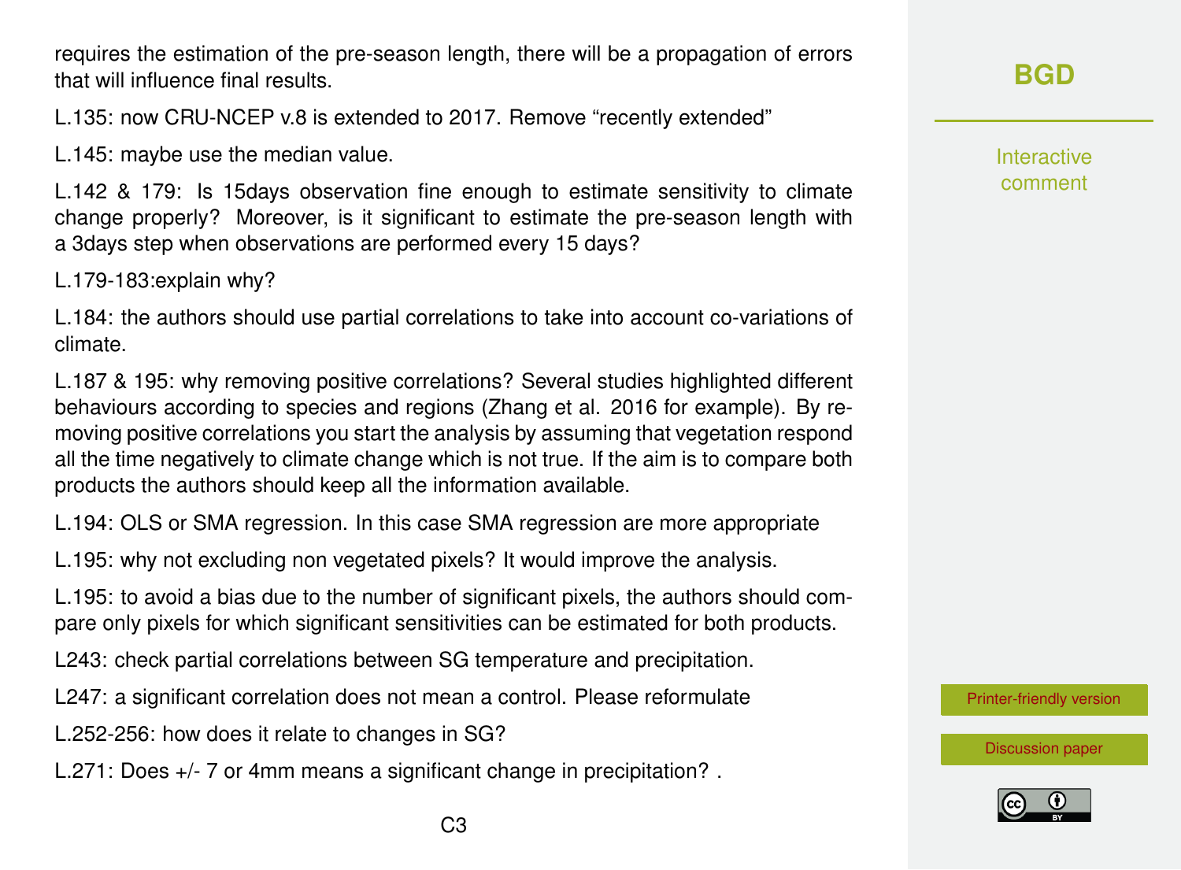requires the estimation of the pre-season length, there will be a propagation of errors that will influence final results.

L.135: now CRU-NCEP v.8 is extended to 2017. Remove "recently extended"

L.145: maybe use the median value.

L.142 & 179: Is 15days observation fine enough to estimate sensitivity to climate change properly? Moreover, is it significant to estimate the pre-season length with a 3days step when observations are performed every 15 days?

L.179-183:explain why?

L.184: the authors should use partial correlations to take into account co-variations of climate.

L.187 & 195: why removing positive correlations? Several studies highlighted different behaviours according to species and regions (Zhang et al. 2016 for example). By removing positive correlations you start the analysis by assuming that vegetation respond all the time negatively to climate change which is not true. If the aim is to compare both products the authors should keep all the information available.

L.194: OLS or SMA regression. In this case SMA regression are more appropriate

L.195: why not excluding non vegetated pixels? It would improve the analysis.

L.195: to avoid a bias due to the number of significant pixels, the authors should compare only pixels for which significant sensitivities can be estimated for both products.

L243: check partial correlations between SG temperature and precipitation.

L247: a significant correlation does not mean a control. Please reformulate

L.252-256: how does it relate to changes in SG?

L.271: Does +/- 7 or 4mm means a significant change in precipitation? .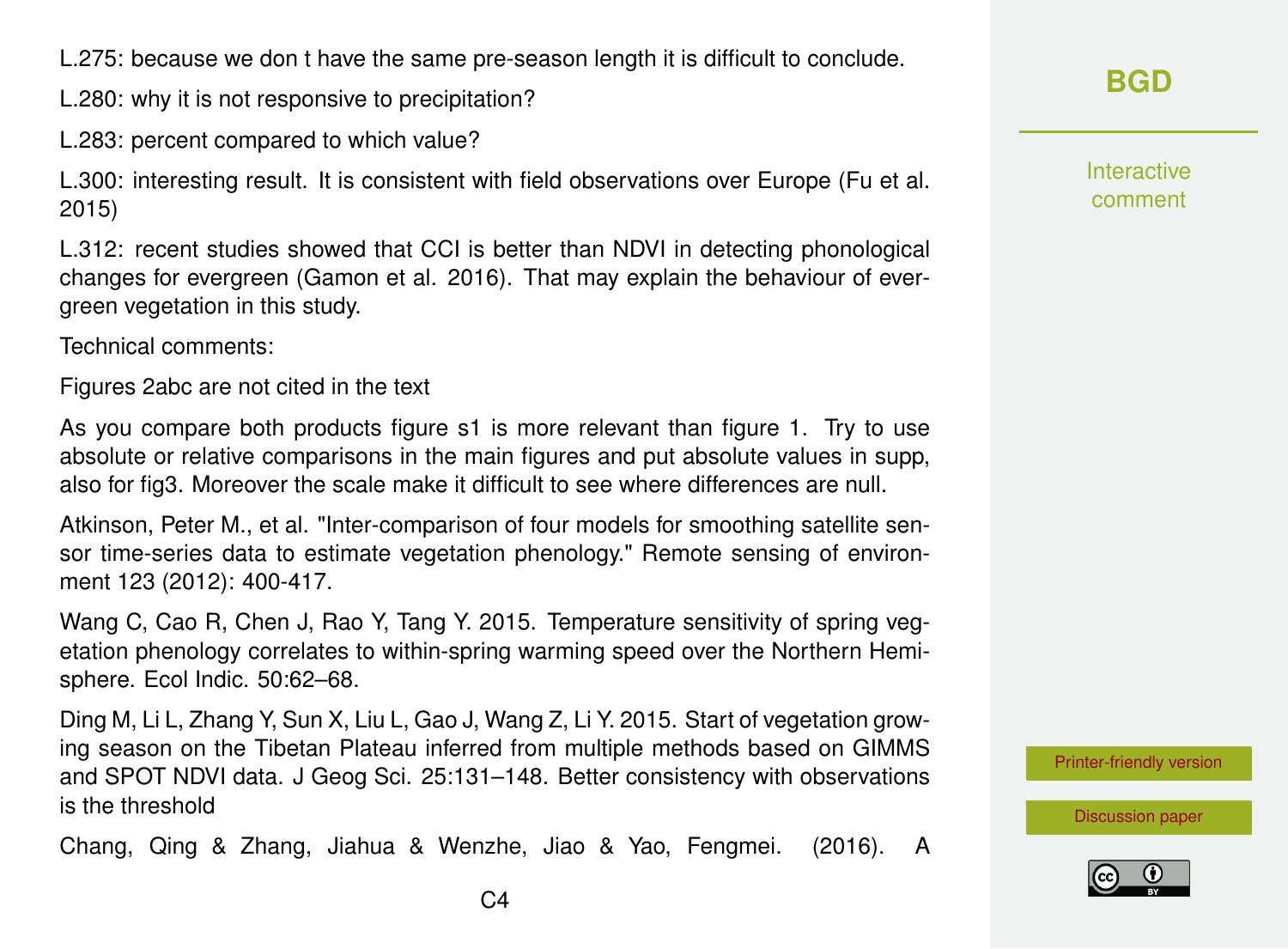L.275: because we don t have the same pre-season length it is difficult to conclude.

L.280: why it is not responsive to precipitation?

L.283: percent compared to which value?

L.300: interesting result. It is consistent with field observations over Europe (Fu et al. 2015)

L.312: recent studies showed that CCI is better than NDVI in detecting phonological changes for evergreen (Gamon et al. 2016). That may explain the behaviour of evergreen vegetation in this study.

Technical comments:

Figures 2abc are not cited in the text

As you compare both products figure s1 is more relevant than figure 1. Try to use absolute or relative comparisons in the main figures and put absolute values in supp, also for fig3. Moreover the scale make it difficult to see where differences are null.

Atkinson, Peter M., et al. "Inter-comparison of four models for smoothing satellite sensor time-series data to estimate vegetation phenology." Remote sensing of environment 123 (2012): 400-417.

Wang C, Cao R, Chen J, Rao Y, Tang Y. 2015. Temperature sensitivity of spring vegetation phenology correlates to within-spring warming speed over the Northern Hemisphere. Ecol Indic. 50:62–68.

Ding M, Li L, Zhang Y, Sun X, Liu L, Gao J, Wang Z, Li Y. 2015. Start of vegetation growing season on the Tibetan Plateau inferred from multiple methods based on GIMMS and SPOT NDVI data. J Geog Sci. 25:131–148. Better consistency with observations is the threshold

Chang, Qing & Zhang, Jiahua & Wenzhe, Jiao & Yao, Fengmei. (2016). A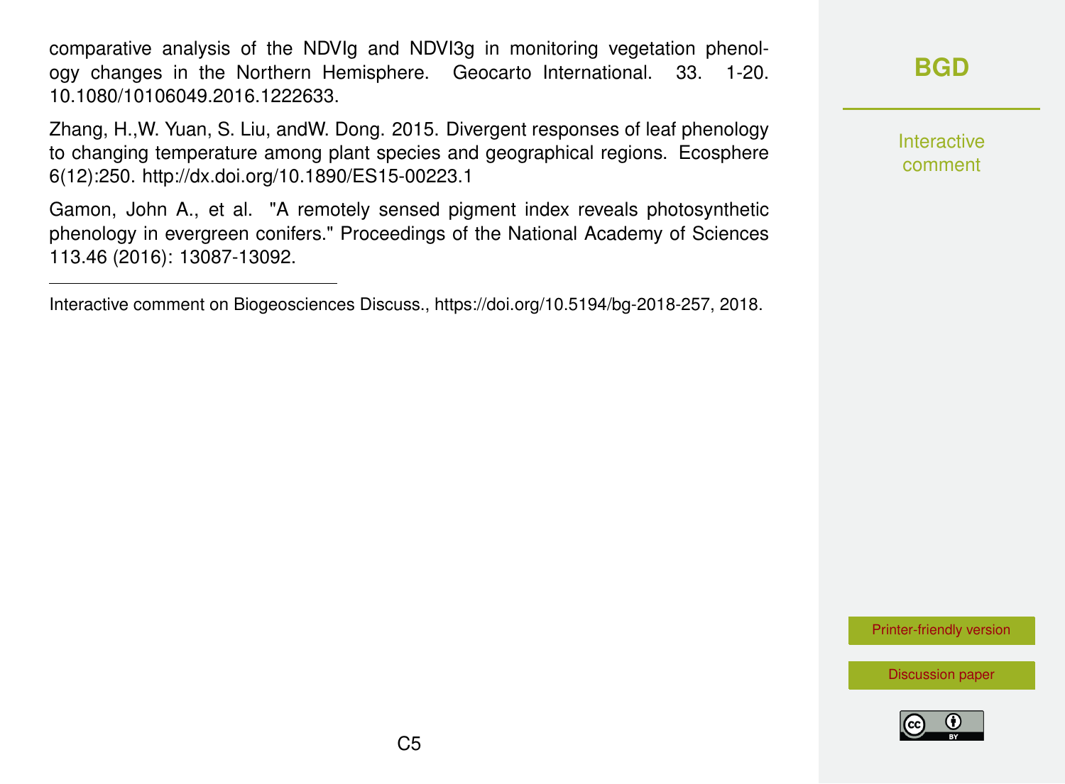comparative analysis of the NDVIg and NDVI3g in monitoring vegetation phenology changes in the Northern Hemisphere. Geocarto International. 33. 1-20. 10.1080/10106049.2016.1222633.

Zhang, H.,W. Yuan, S. Liu, andW. Dong. 2015. Divergent responses of leaf phenology to changing temperature among plant species and geographical regions. Ecosphere 6(12):250. http://dx.doi.org/10.1890/ES15-00223.1

Gamon, John A., et al. "A remotely sensed pigment index reveals photosynthetic phenology in evergreen conifers." Proceedings of the National Academy of Sciences 113.46 (2016): 13087-13092.

---

Interactive comment on Biogeosciences Discuss., https://doi.org/10.5194/bg-2018-257, 2018.